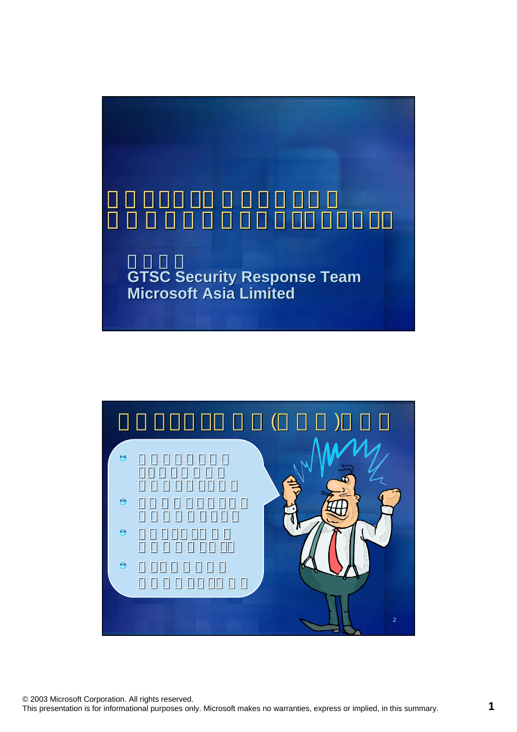GTSC Security Response Team
Microsoft Asia Limited

© 2003 Microsoft Corporation. All rights reserved.
This presentation is for informational purposes only. Microsoft makes no warranties, express or implied, in this summary.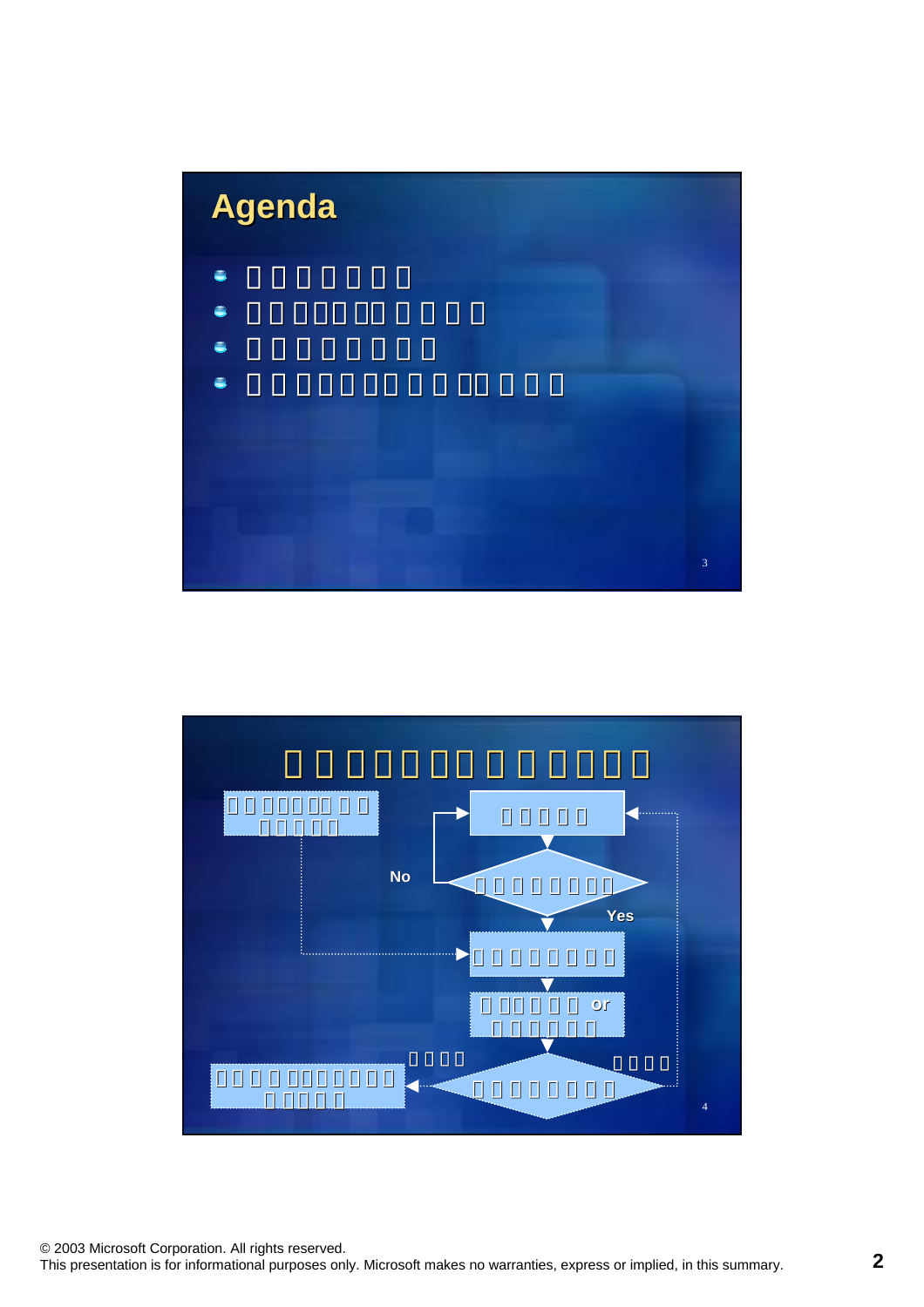## Agenda

- □□□□□□□
- □□□□□□□□□□□
- □□□□□□□□
- □□□□□□□□□□□□□□

3

## □□□□□□□□□□□□□

□□□□□□□□□ □□□□□

□□□□□

No

□□□□□□□□

Yes

□□□□□□□□□

□□□□□□ or □□□□□□□

□□□□

□□□□

□□□□□□□□□□□□ □□□□□

□□□□□□□□□

4

© 2003 Microsoft Corporation. All rights reserved.
This presentation is for informational purposes only. Microsoft makes no warranties, express or implied, in this summary.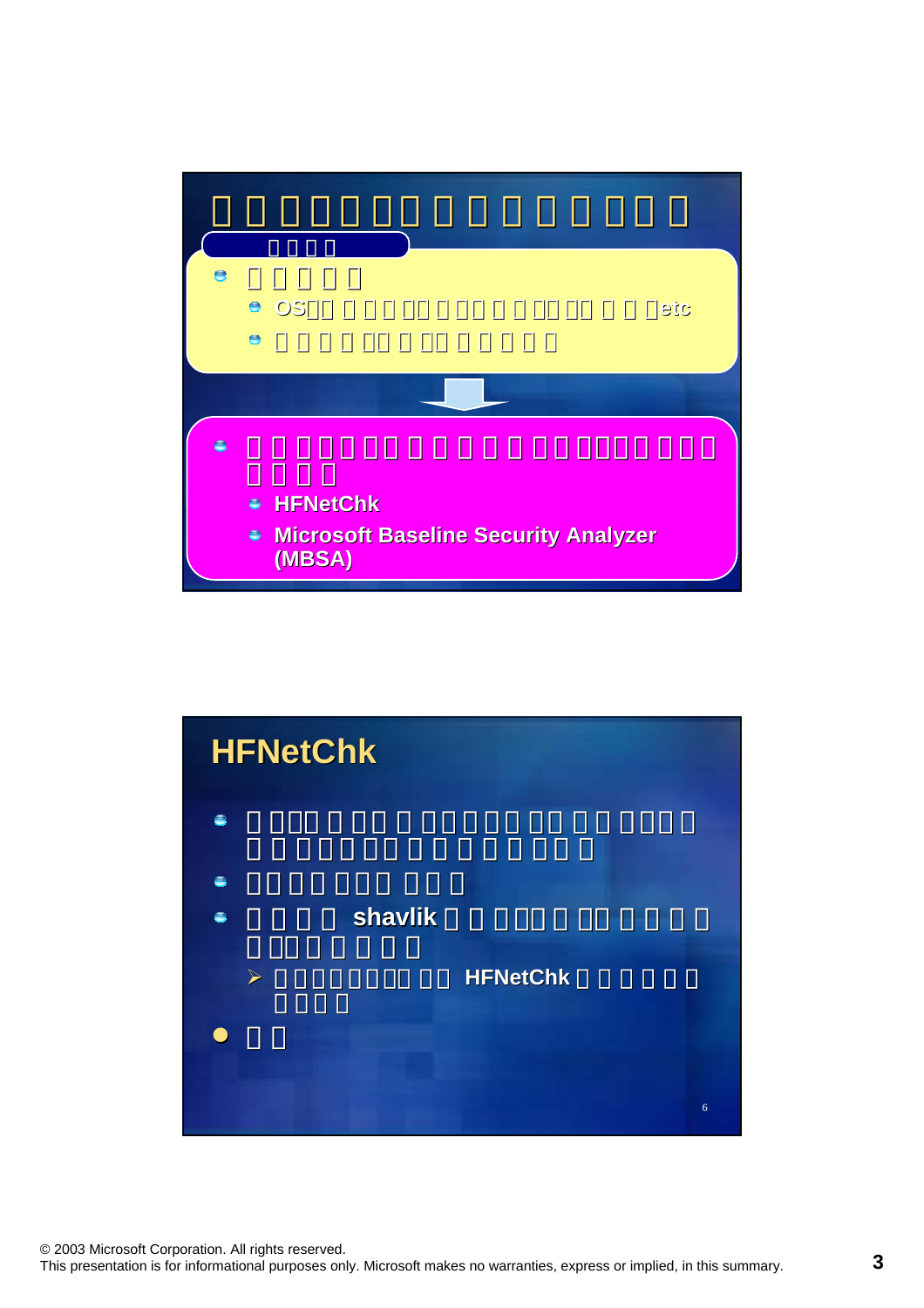- OS etc

- HFNetChk
- Microsoft Baseline Security Analyzer (MBSA)

## HFNetChk

- shavlik
  - HFNetChk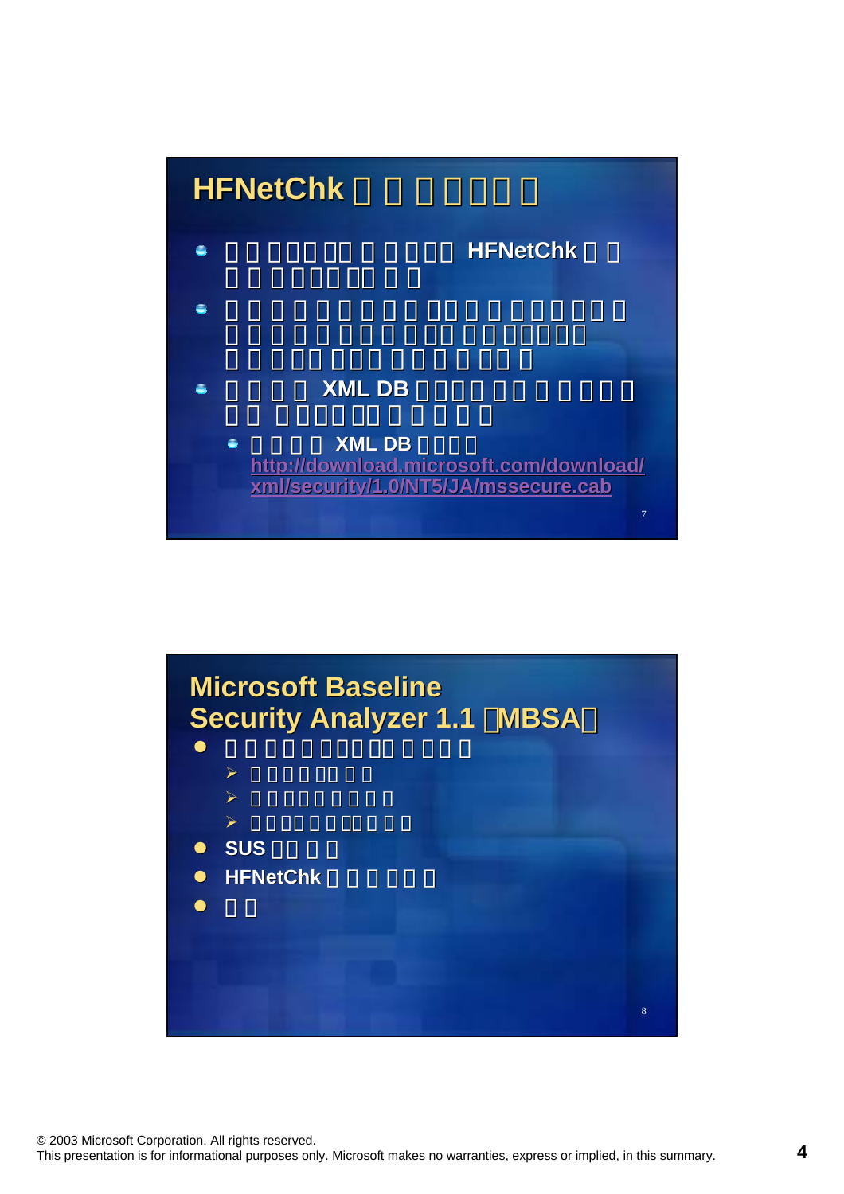## HFNetChk □ □ □□□□ □

- □ □ □□□ □□ □ □ □□□ HFNetChk □ □ □ □ □□□ □□ □ □
- □ □ □ □ □ □ □ □ □ □□ □ □ □□□ □□ □ □ □ □ □ □ □ □ □□ □□ □□□□□ □ □ □□ □□ □ □ □ □ □□ □
- □ □ □ □ XML DB □□□ □□ □ □ □ □□ □ □ □ □□□ □□ □ □ □ □ □
  - □ □ □ □ XML DB □□□□ http://download.microsoft.com/download/xml/security/1.0/NT5/JA/mssecure.cab

## Microsoft Baseline Security Analyzer 1.1 □MBSA□

- □ □ □ □□□ □□ □ □ □□
  - □ □ □ □ □□ □ □
  - □ □ □□□ □ □ □ □
  - □ □ □□ □ □□ □ □ □
- SUS □□ □ □
- HFNetChk □ □ □ □□ □
- □ □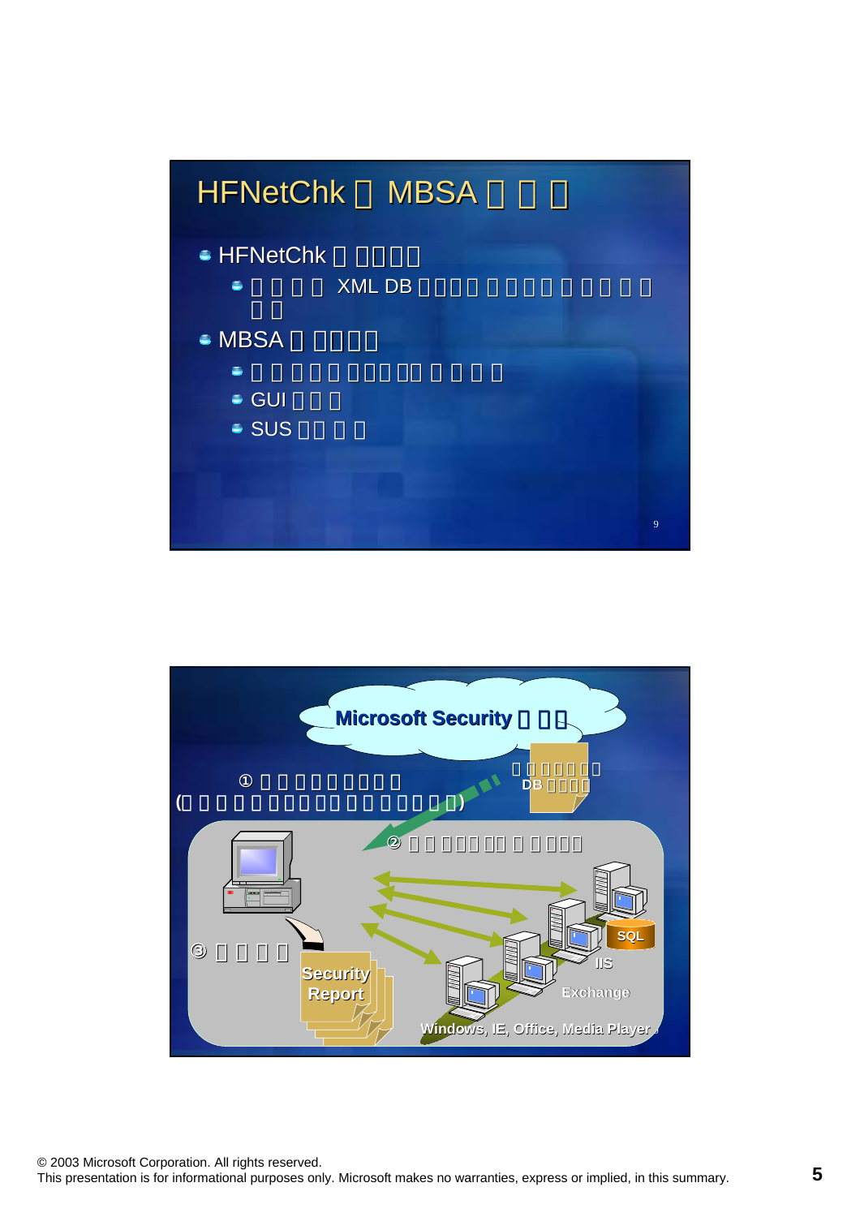## HFNetChk と MBSA の 違 い

- HFNetChk の 特徴
  - 最新の XML DB を使用して パッチの適用状況を チェック
- MBSA の 特徴
  - セキュリティ設定の脆弱性を チェック
  - GUI を提供
  - SUS と連携

Microsoft Security サイト

最新パッチ情報 DB ファイル

① 最新情報をダウンロード
(またはローカルに保存したファイルを使用)

② 各コンピュータの状態をスキャン

③ レポート

Security Report

SQL

IIS

Exchange

Windows, IE, Office, Media Player

© 2003 Microsoft Corporation. All rights reserved.
This presentation is for informational purposes only. Microsoft makes no warranties, express or implied, in this summary.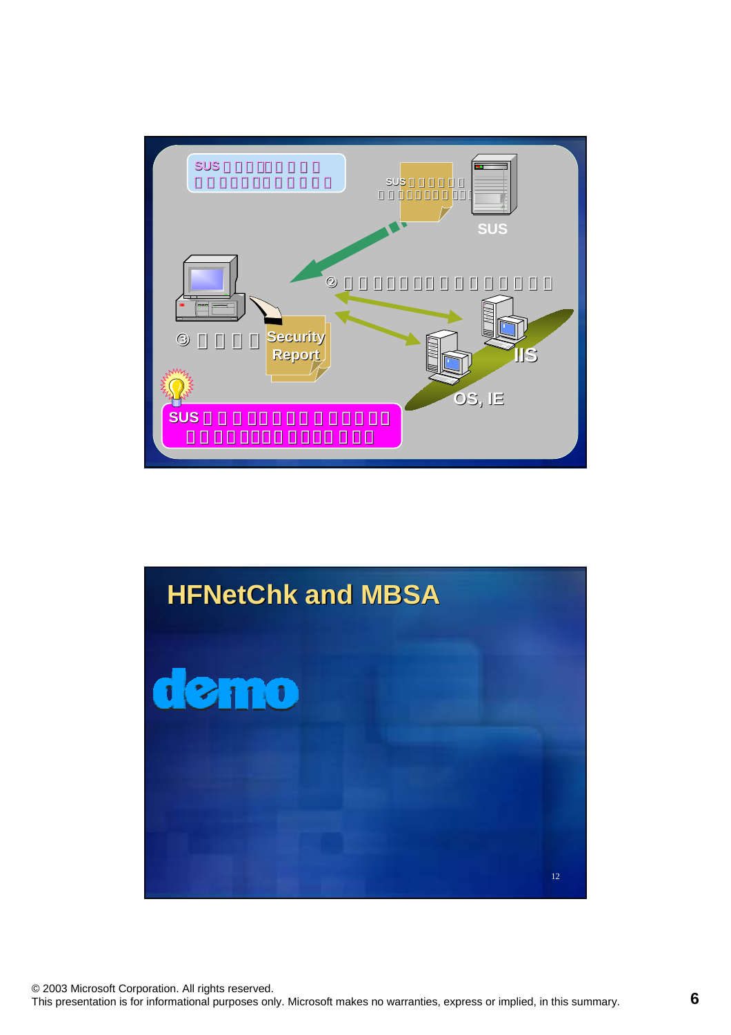SUS

Security Report

② 

③ 

IIS

OS, IE

SUS

SUS

# HFNetChk and MBSA

demo

12

© 2003 Microsoft Corporation. All rights reserved.
This presentation is for informational purposes only. Microsoft makes no warranties, express or implied, in this summary.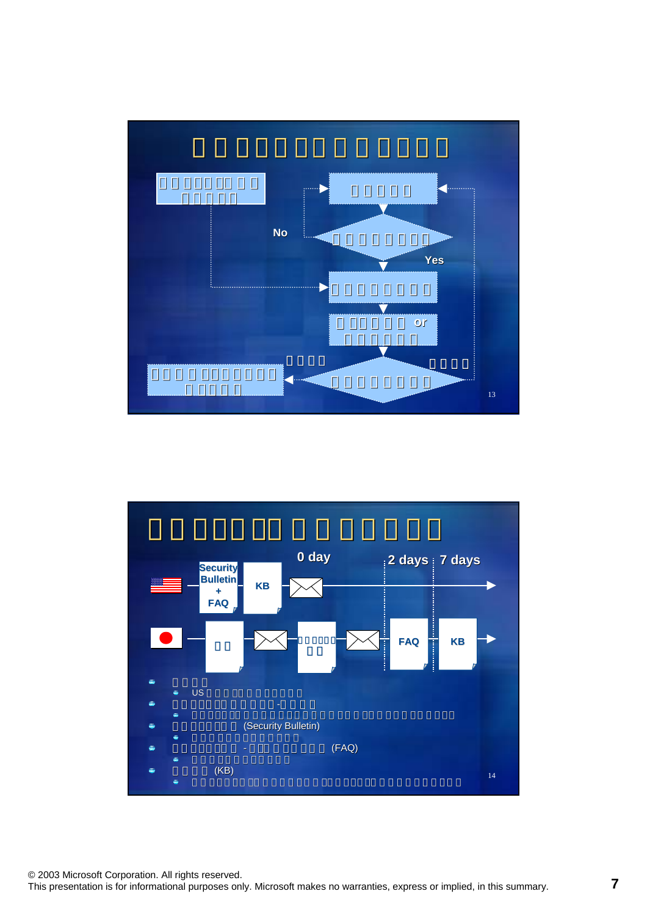No

Yes

or

0 day

2 days

7 days

Security Bulletin + FAQ

KB

FAQ

KB

- US
- (Security Bulletin)
- (FAQ)
- (KB)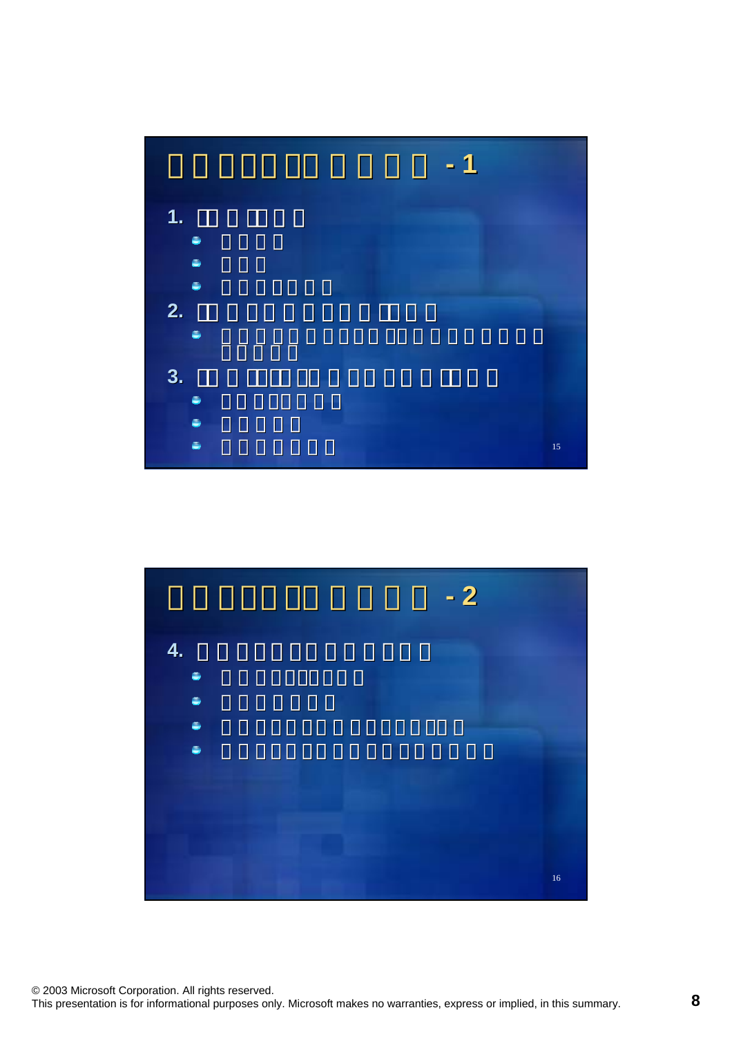## □□□□□□□□□□□ - 1

1. □□□□□□□
   - □□□□
   - □□□
   - □□□□□□□
2. □□□□□□□□□□□□□□
   - □□□□□□□□□□□□□□□□□□□□ □□□□□
3. □□□□□□□□□□□□□□□□□□□□
   - □□□□□□□□□
   - □□□□□
   - □□□□□□□

## □□□□□□□□□□□ - 2

4. □□□□□□□□□□□□□□
   - □□□□□□□□□□
   - □□□□□□□
   - □□□□□□□□□□□□□□□□□
   - □□□□□□□□□□□□□□□□□□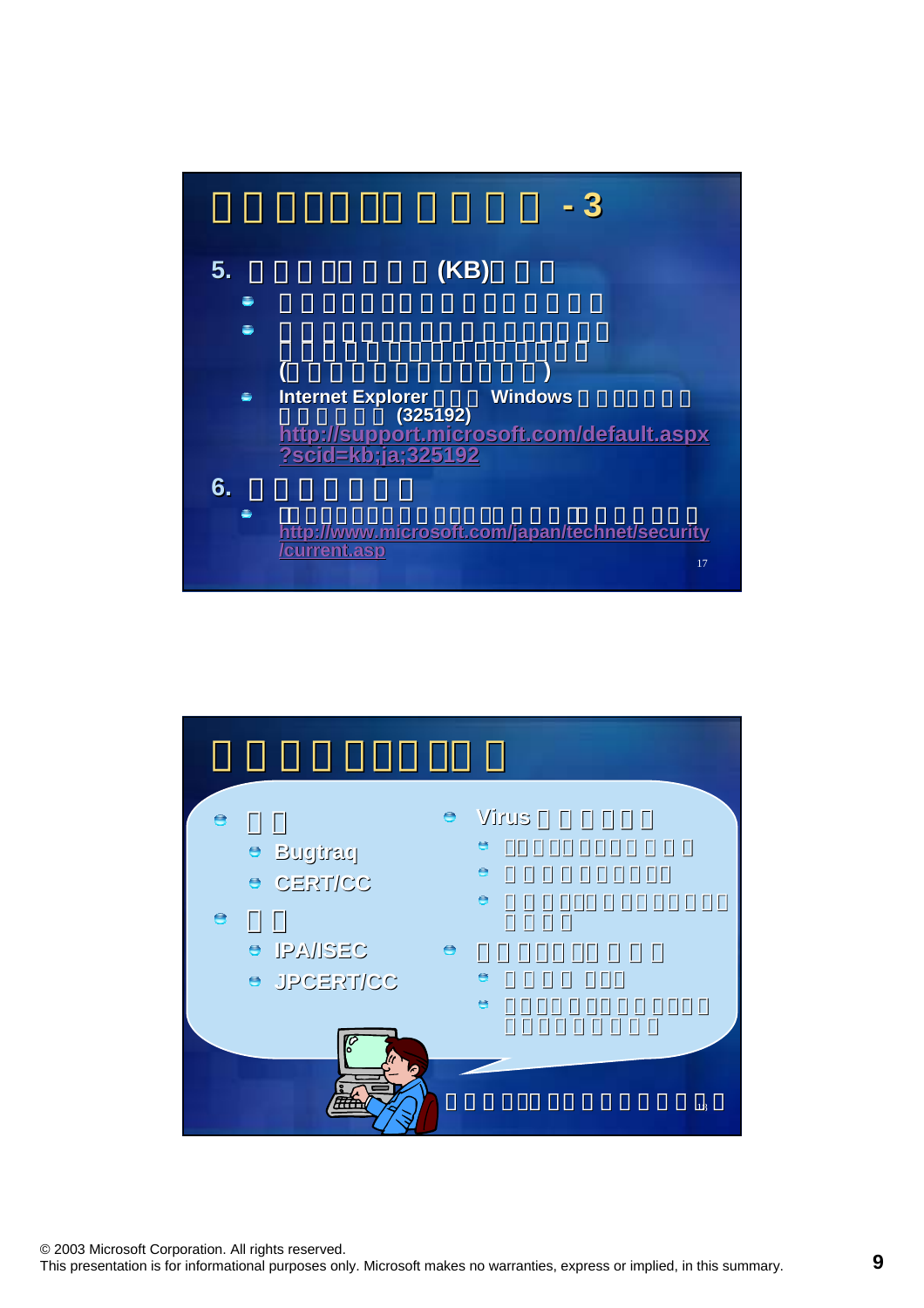# - 3

5. (KB)

- (  )
- Internet Explorer Windows (325192)
  http://support.microsoft.com/default.aspx?scid=kb;ja;325192

6.

- http://www.microsoft.com/japan/technet/security/current.asp

---

#

- Bugtraq
- CERT/CC
- IPA/ISEC
- JPCERT/CC
- Virus

---

© 2003 Microsoft Corporation. All rights reserved.
This presentation is for informational purposes only. Microsoft makes no warranties, express or implied, in this summary.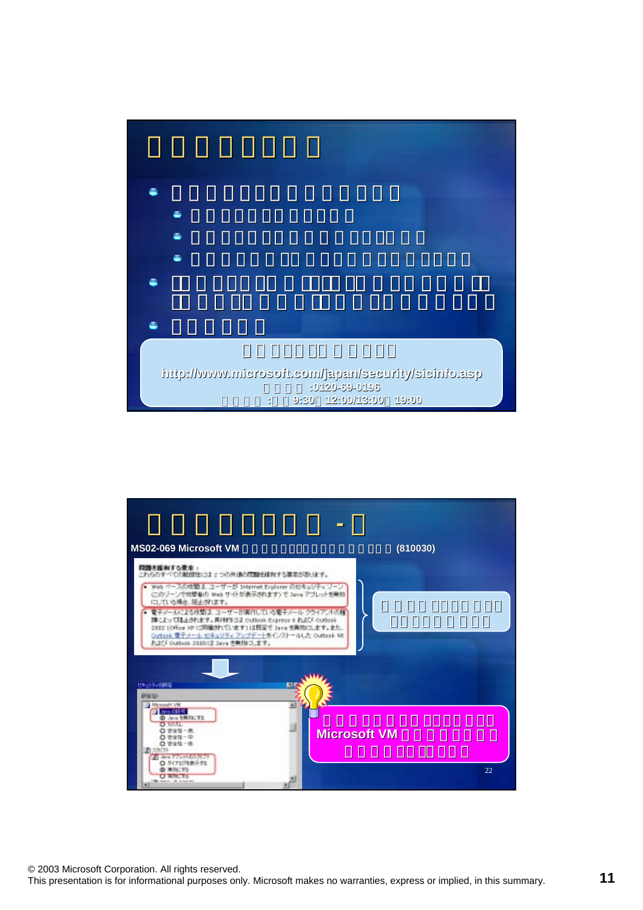http://www.microsoft.com/japan/security/sicinfo.asp

:0120-69-0196

:9:30 12:00/13:00 19:00

MS02-069 Microsoft VM (810030)

Microsoft VM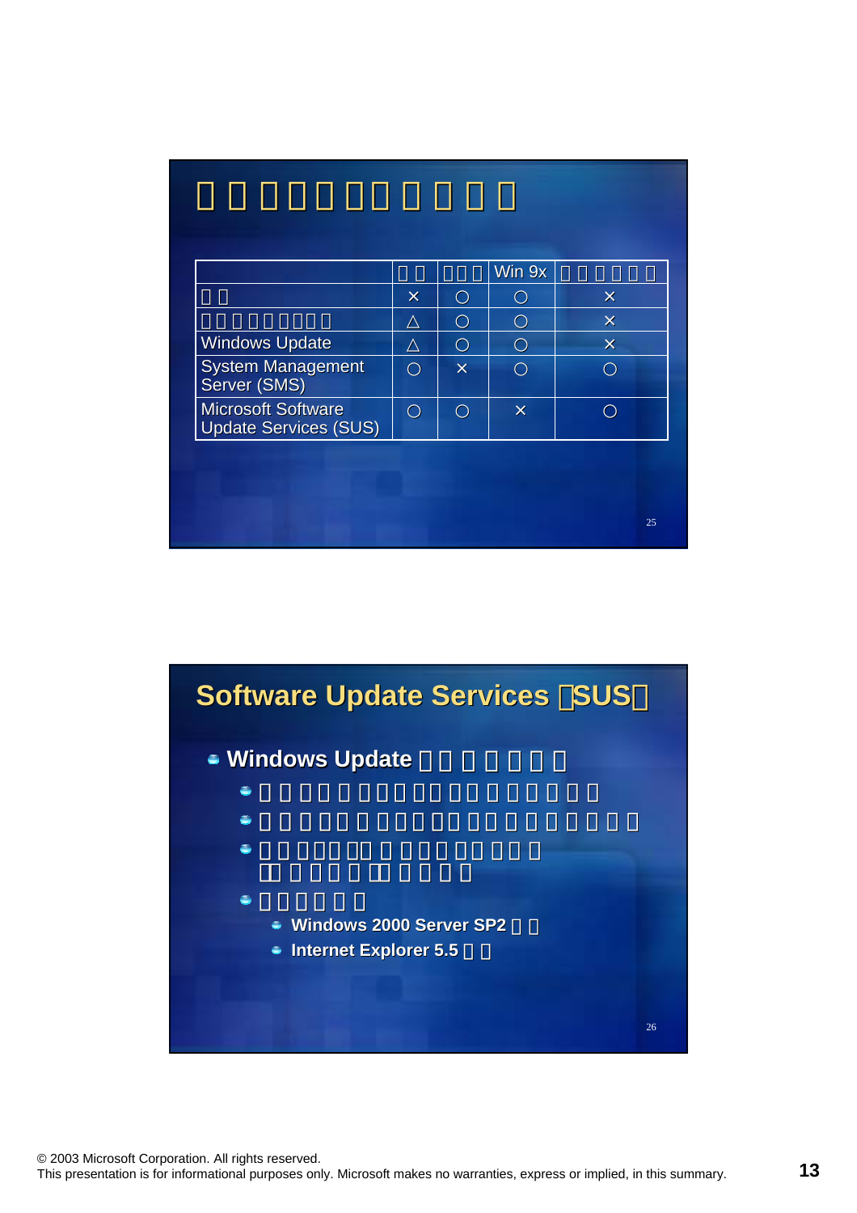# □□□□□□□□□□□□

| | □□ | □□□ | Win 9x | □□□□□□□ |
|---|---|---|---|---|
| □□ | × | ○ | ○ | × |
| □□□□□□□□□ | △ | ○ | ○ | × |
| Windows Update | △ | ○ | ○ | × |
| System Management Server (SMS) | ○ | × | ○ | ○ |
| Microsoft Software Update Services (SUS) | ○ | ○ | × | ○ |

# Software Update Services □SUS□

- **Windows Update □□□□□□□**
  - □□□□□□□□□□□□□□□□□□□□□□
  - □□□□□□□□□□□□□□□□□□□□□□□□
  - □□□□□□□□□□□□□□□□□□ □□□□□□□□□□□□□
  - □□□□□□□
    - **Windows 2000 Server SP2 □□**
    - **Internet Explorer 5.5 □□**

© 2003 Microsoft Corporation. All rights reserved.
This presentation is for informational purposes only. Microsoft makes no warranties, express or implied, in this summary.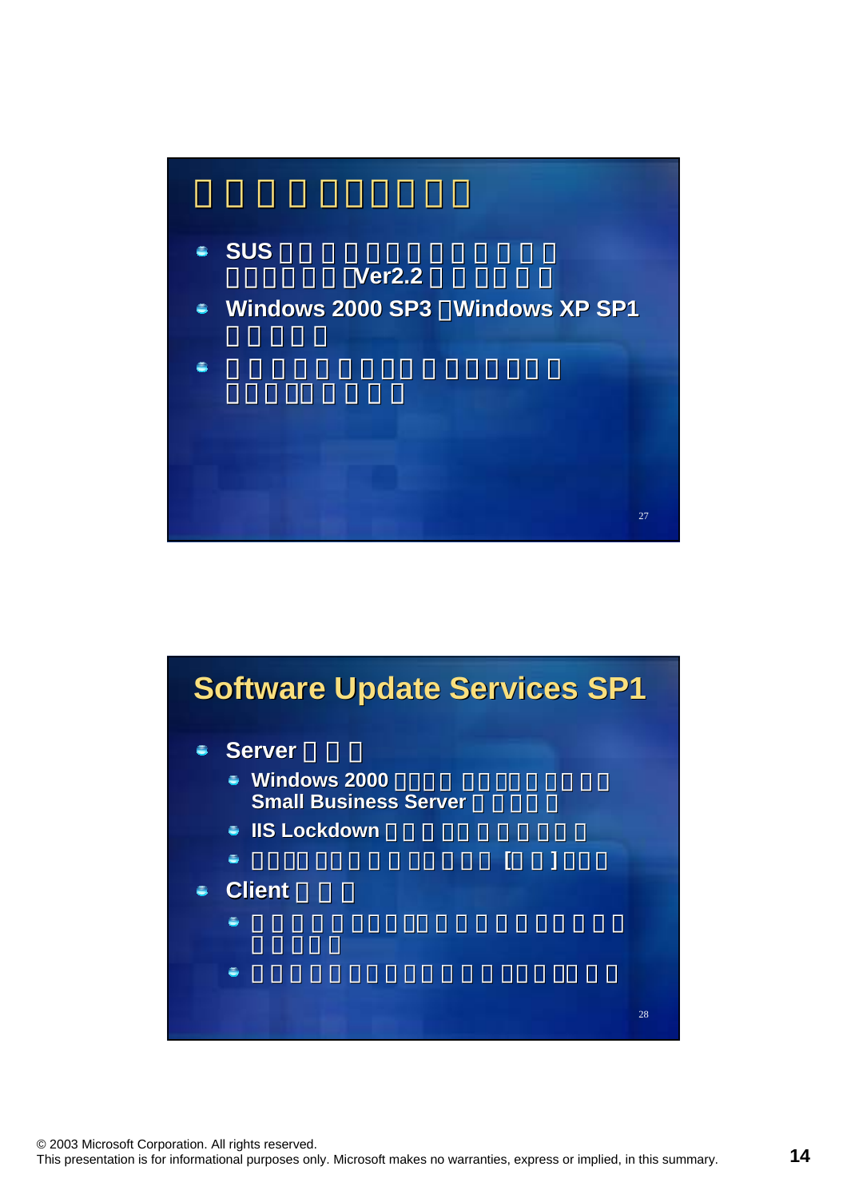# □□□□□□□□□□

- SUS □□□□□□□□□□□□□□□□□□□□□Ver2.2 □□□□□□□
- Windows 2000 SP3 □Windows XP SP1 □□□□□
- □□□□□□□□□□□□□□□□□□□□□□□□□□□□□□

## Software Update Services SP1

- Server □□□
  - Windows 2000 □□□□□ □□□□□□□□□□ Small Business Server □□□□□
  - IIS Lockdown □□□□□□□□□□□□□
  - □□□□□□□□□□□□□□□□□□□□ [□□] □□□
- Client □□□
  - □□□□□□□□□□□□□□□□□□□□□□□□□□□□□□□□□
  - □□□□□□□□□□□□□□□□□□□□□□□□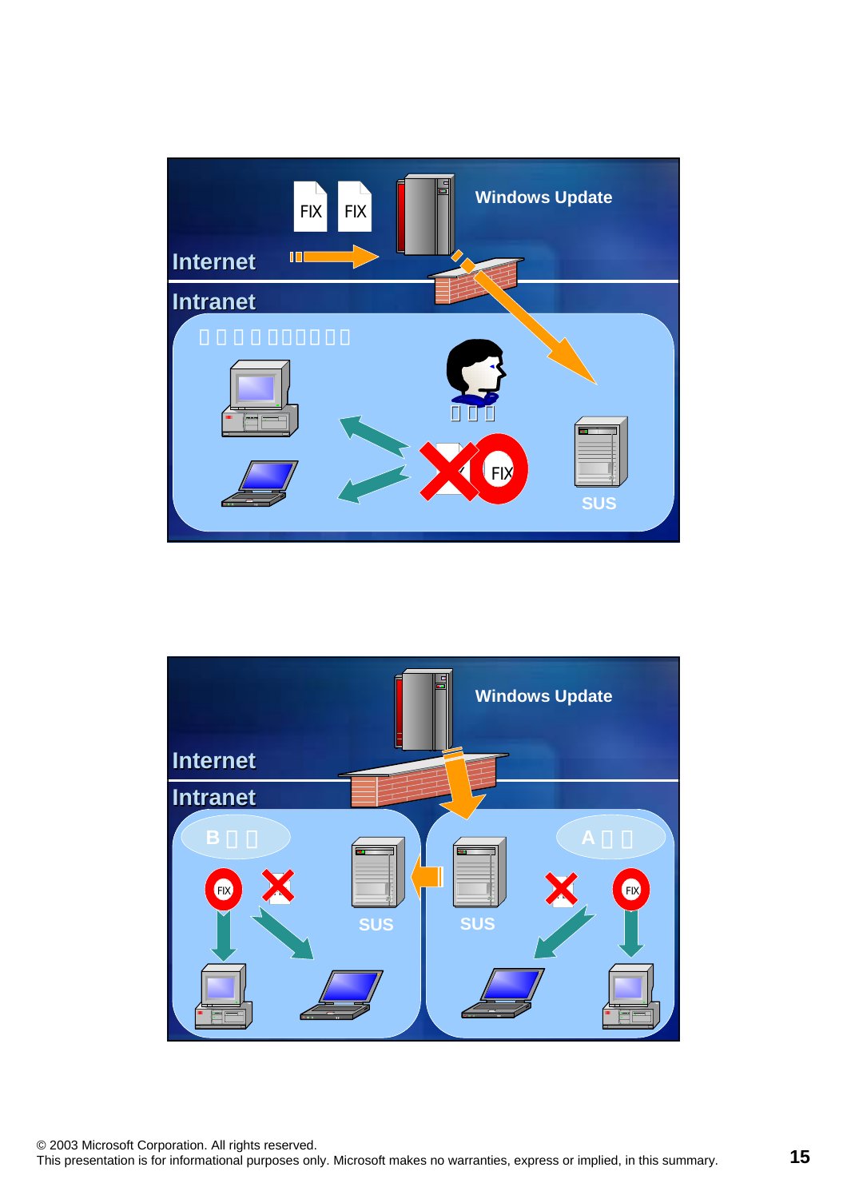Windows Update

Internet

Intranet

FIX FIX

SUS

Windows Update

Internet

Intranet

B

A

SUS

SUS

© 2003 Microsoft Corporation. All rights reserved.
This presentation is for informational purposes only. Microsoft makes no warranties, express or implied, in this summary.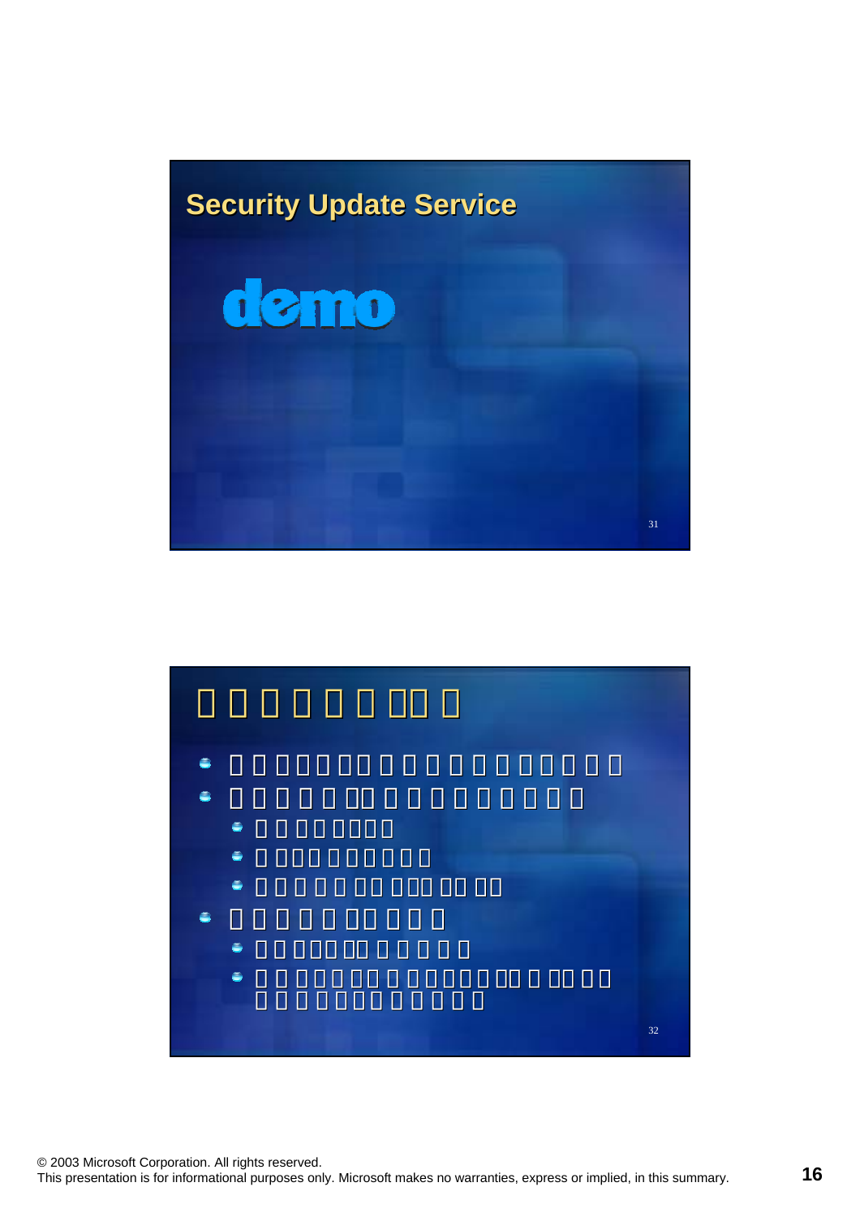## Security Update Service

demo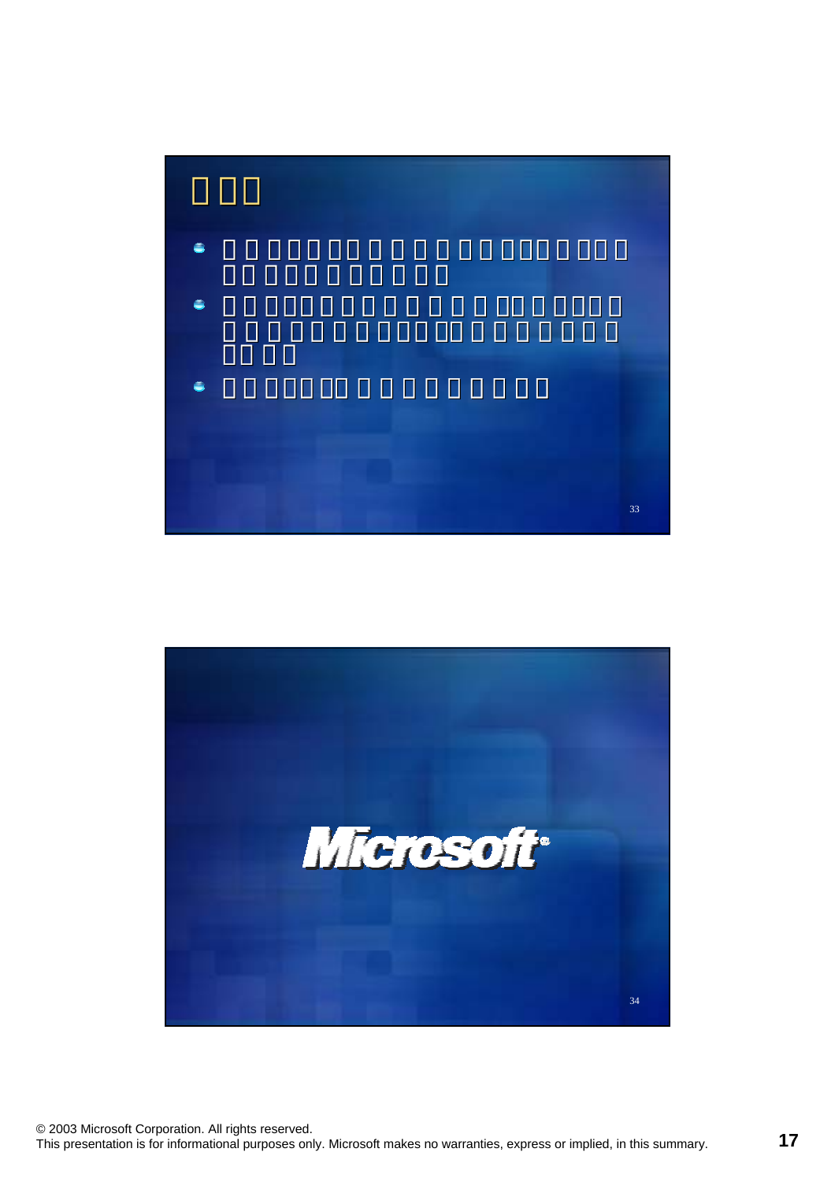Microsoft®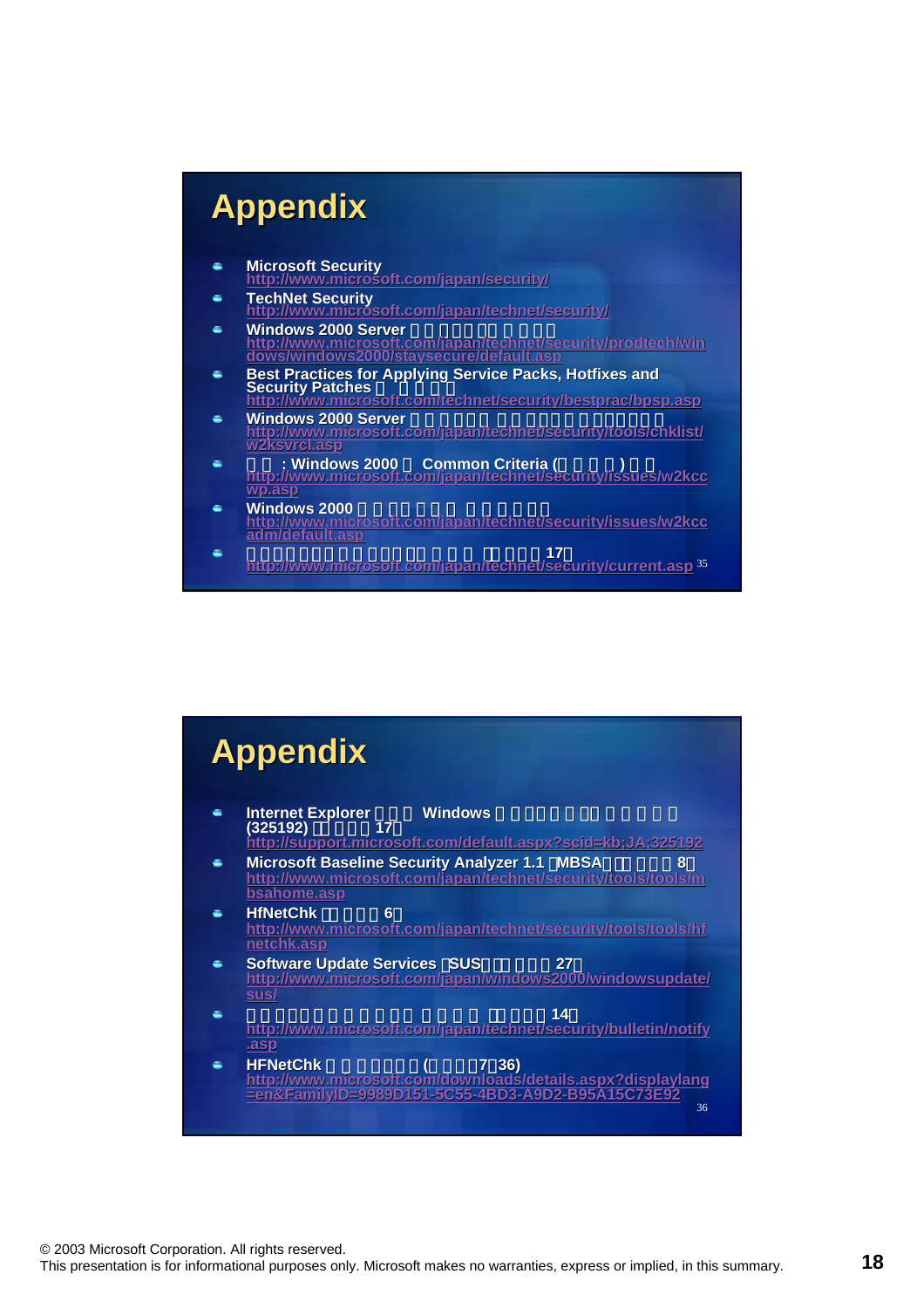# Appendix

- Microsoft Security
  http://www.microsoft.com/japan/security/
- TechNet Security
  http://www.microsoft.com/japan/technet/security/
- Windows 2000 Server
  http://www.microsoft.com/japan/technet/security/prodtech/windows/windows2000/staysecure/default.asp
- Best Practices for Applying Service Packs, Hotfixes and Security Patches
  http://www.microsoft.com/technet/security/bestprac/bpsp.asp
- Windows 2000 Server
  http://www.microsoft.com/japan/technet/security/tools/chklist/w2ksvrcl.asp
- : Windows 2000 Common Criteria ( )
  http://www.microsoft.com/japan/technet/security/issues/w2kccwp.asp
- Windows 2000
  http://www.microsoft.com/japan/technet/security/issues/w2kccadm/default.asp
- 17
  http://www.microsoft.com/japan/technet/security/current.asp

# Appendix

- Internet Explorer Windows (325192) 17
  http://support.microsoft.com/default.aspx?scid=kb;JA;325192
- Microsoft Baseline Security Analyzer 1.1 MBSA 8
  http://www.microsoft.com/japan/technet/security/tools/tools/mbsahome.asp
- HfNetChk 6
  http://www.microsoft.com/japan/technet/security/tools/tools/hfnetchk.asp
- Software Update Services SUS 27
  http://www.microsoft.com/japan/windows2000/windowsupdate/sus/
- 14
  http://www.microsoft.com/japan/technet/security/bulletin/notify.asp
- HFNetChk ( 7 36)
  http://www.microsoft.com/downloads/details.aspx?displaylang=en&FamilyID=9989D151-5C55-4BD3-A9D2-B95A15C73E92

© 2003 Microsoft Corporation. All rights reserved.
This presentation is for informational purposes only. Microsoft makes no warranties, express or implied, in this summary.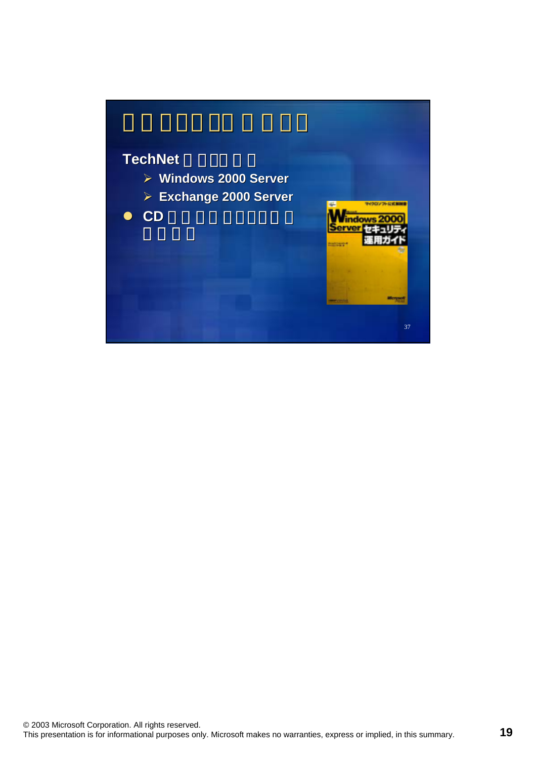# □ □ □□□ □□ □ □ □□

**TechNet □ □□□ □ □**

- Windows 2000 Server
- Exchange 2000 Server

- CD □ □ □□ □□□□□ □ □ □ □ □

37

© 2003 Microsoft Corporation. All rights reserved.
This presentation is for informational purposes only. Microsoft makes no warranties, express or implied, in this summary.